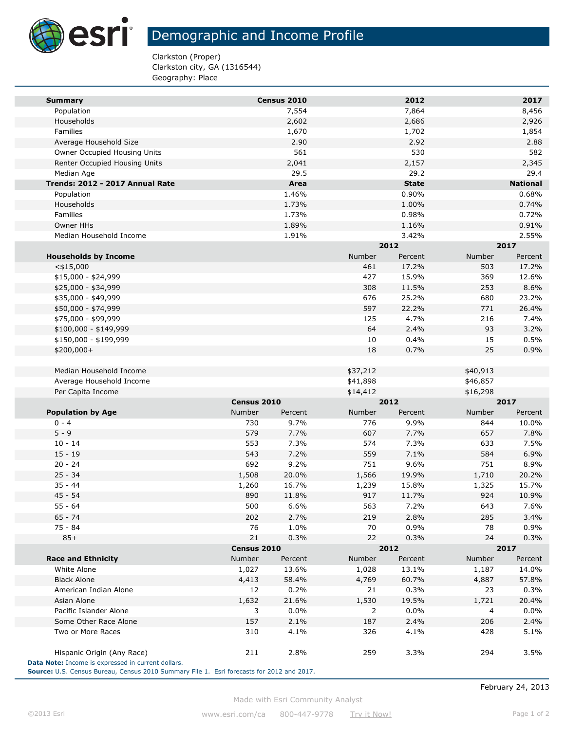# Demographic and Income Profile

Clarkston (Proper)
Clarkston city, GA (1316544)
Geography: Place

| Summary | Census 2010 | 2012 | 2017 |
|---|---|---|---|
| Population | 7,554 | 7,864 | 8,456 |
| Households | 2,602 | 2,686 | 2,926 |
| Families | 1,670 | 1,702 | 1,854 |
| Average Household Size | 2.90 | 2.92 | 2.88 |
| Owner Occupied Housing Units | 561 | 530 | 582 |
| Renter Occupied Housing Units | 2,041 | 2,157 | 2,345 |
| Median Age | 29.5 | 29.2 | 29.4 |
| **Trends: 2012 - 2017 Annual Rate** | **Area** | **State** | **National** |
| Population | 1.46% | 0.90% | 0.68% |
| Households | 1.73% | 1.00% | 0.74% |
| Families | 1.73% | 0.98% | 0.72% |
| Owner HHs | 1.89% | 1.16% | 0.91% |
| Median Household Income | 1.91% | 3.42% | 2.55% |

| | 2012 | | 2017 | |
|---|---|---|---|---|
| **Households by Income** | Number | Percent | Number | Percent |
| <$15,000 | 461 | 17.2% | 503 | 17.2% |
| $15,000 - $24,999 | 427 | 15.9% | 369 | 12.6% |
| $25,000 - $34,999 | 308 | 11.5% | 253 | 8.6% |
| $35,000 - $49,999 | 676 | 25.2% | 680 | 23.2% |
| $50,000 - $74,999 | 597 | 22.2% | 771 | 26.4% |
| $75,000 - $99,999 | 125 | 4.7% | 216 | 7.4% |
| $100,000 - $149,999 | 64 | 2.4% | 93 | 3.2% |
| $150,000 - $199,999 | 10 | 0.4% | 15 | 0.5% |
| $200,000+ | 18 | 0.7% | 25 | 0.9% |
| | | | | |
| Median Household Income | $37,212 | | $40,913 | |
| Average Household Income | $41,898 | | $46,857 | |
| Per Capita Income | $14,412 | | $16,298 | |

| | Census 2010 | | 2012 | | 2017 | |
|---|---|---|---|---|---|---|
| **Population by Age** | Number | Percent | Number | Percent | Number | Percent |
| 0 - 4 | 730 | 9.7% | 776 | 9.9% | 844 | 10.0% |
| 5 - 9 | 579 | 7.7% | 607 | 7.7% | 657 | 7.8% |
| 10 - 14 | 553 | 7.3% | 574 | 7.3% | 633 | 7.5% |
| 15 - 19 | 543 | 7.2% | 559 | 7.1% | 584 | 6.9% |
| 20 - 24 | 692 | 9.2% | 751 | 9.6% | 751 | 8.9% |
| 25 - 34 | 1,508 | 20.0% | 1,566 | 19.9% | 1,710 | 20.2% |
| 35 - 44 | 1,260 | 16.7% | 1,239 | 15.8% | 1,325 | 15.7% |
| 45 - 54 | 890 | 11.8% | 917 | 11.7% | 924 | 10.9% |
| 55 - 64 | 500 | 6.6% | 563 | 7.2% | 643 | 7.6% |
| 65 - 74 | 202 | 2.7% | 219 | 2.8% | 285 | 3.4% |
| 75 - 84 | 76 | 1.0% | 70 | 0.9% | 78 | 0.9% |
| 85+ | 21 | 0.3% | 22 | 0.3% | 24 | 0.3% |

| | Census 2010 | | 2012 | | 2017 | |
|---|---|---|---|---|---|---|
| **Race and Ethnicity** | Number | Percent | Number | Percent | Number | Percent |
| White Alone | 1,027 | 13.6% | 1,028 | 13.1% | 1,187 | 14.0% |
| Black Alone | 4,413 | 58.4% | 4,769 | 60.7% | 4,887 | 57.8% |
| American Indian Alone | 12 | 0.2% | 21 | 0.3% | 23 | 0.3% |
| Asian Alone | 1,632 | 21.6% | 1,530 | 19.5% | 1,721 | 20.4% |
| Pacific Islander Alone | 3 | 0.0% | 2 | 0.0% | 4 | 0.0% |
| Some Other Race Alone | 157 | 2.1% | 187 | 2.4% | 206 | 2.4% |
| Two or More Races | 310 | 4.1% | 326 | 4.1% | 428 | 5.1% |
| | | | | | | |
| Hispanic Origin (Any Race) | 211 | 2.8% | 259 | 3.3% | 294 | 3.5% |

**Data Note:** Income is expressed in current dollars.
**Source:** U.S. Census Bureau, Census 2010 Summary File 1. Esri forecasts for 2012 and 2017.

February 24, 2013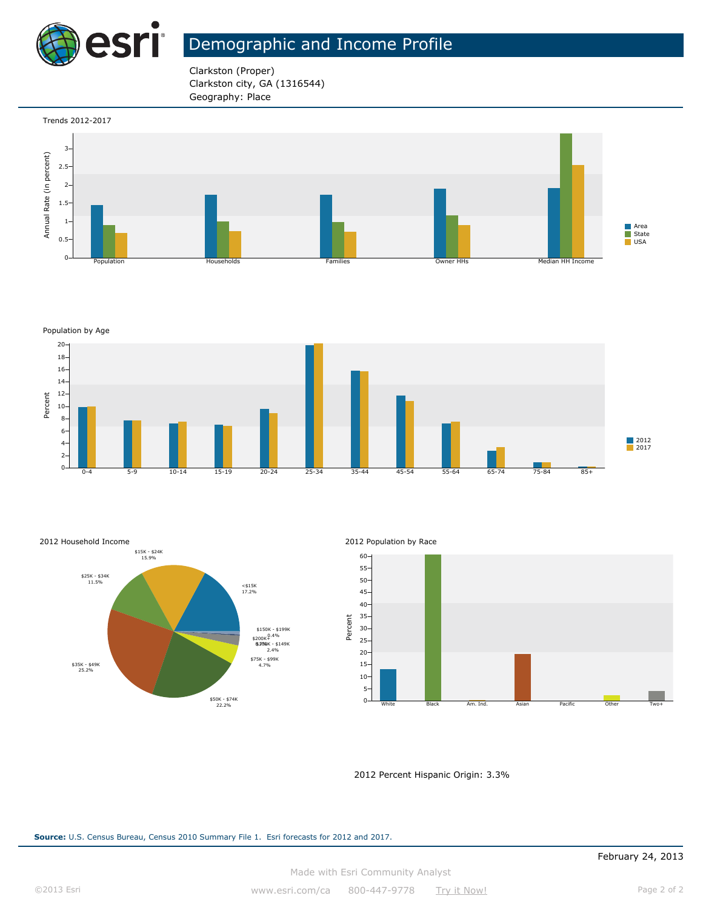# Demographic and Income Profile

Clarkston (Proper)
Clarkston city, GA (1316544)
Geography: Place

Trends 2012-2017

Annual Rate (in percent)

0
0.5
1
1.5
2
2.5
3

Population
Households
Families
Owner HHs
Median HH Income

Area
State
USA

Population by Age

Percent

0
2
4
6
8
10
12
14
16
18
20

0-4
5-9
10-14
15-19
20-24
25-34
35-44
45-54
55-64
65-74
75-84
85+

2012
2017

2012 Household Income

$15K - $24K
15.9%

$25K - $34K
11.5%

<$15K
17.2%

$150K - $199K
0.4%

$200K+
0.0%

$100K - $149K
2.4%

$75K - $99K
4.7%

$35K - $49K
25.2%

$50K - $74K
22.2%

2012 Population by Race

Percent

0
5
10
15
20
25
30
35
40
45
50
55
60

White
Black
Am. Ind.
Asian
Pacific
Other
Two+

2012 Percent Hispanic Origin: 3.3%

**Source:** U.S. Census Bureau, Census 2010 Summary File 1. Esri forecasts for 2012 and 2017.

February 24, 2013